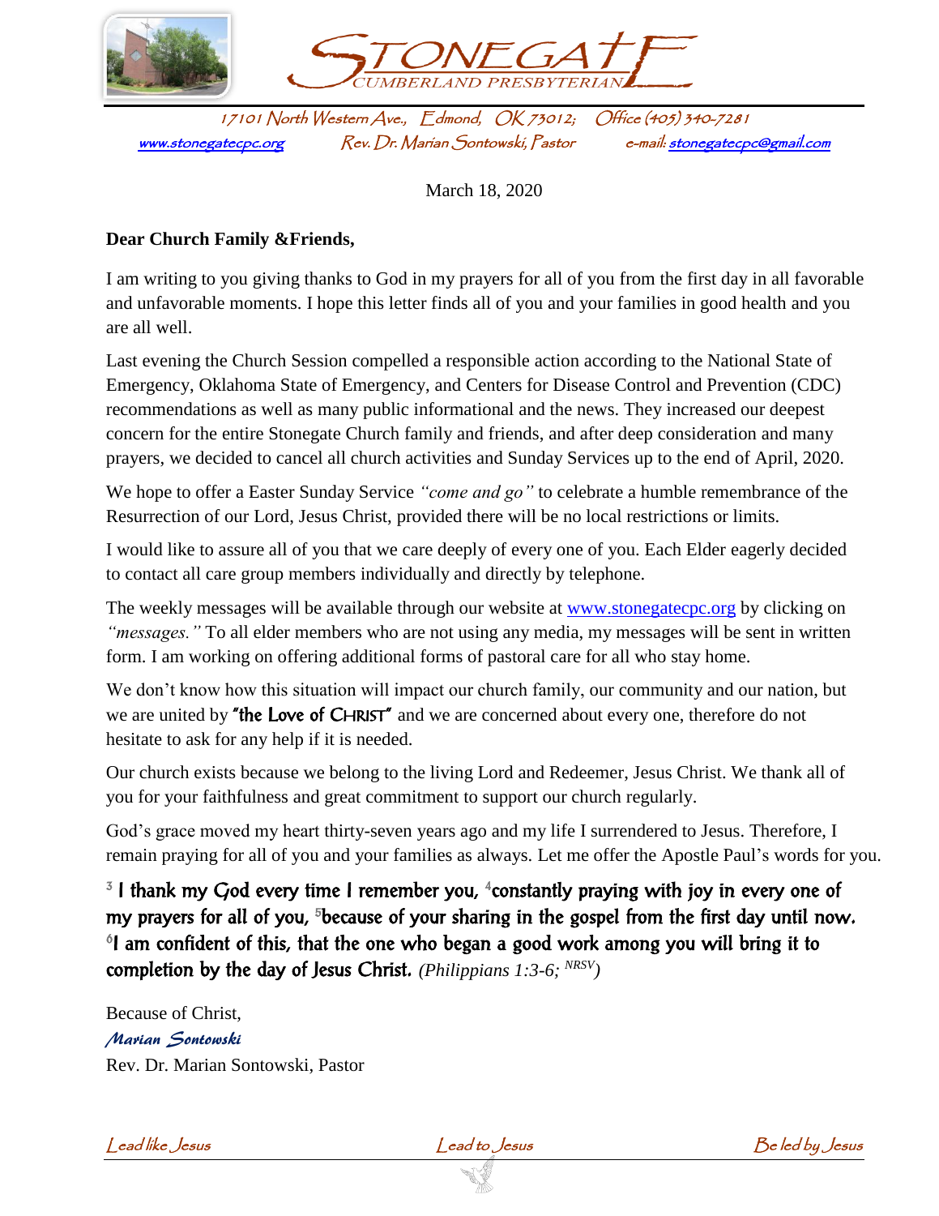# STONEGATE CUMBERLAND PRESBYTERIAN

17101 North Western Ave., Edmond, OK 73012; Office (405) 340-7281
www.stonegatecpc.org Rev. Dr. Marian Sontowski, Pastor e-mail: stonegatecpc@gmail.com

March 18, 2020

**Dear Church Family &Friends,**

I am writing to you giving thanks to God in my prayers for all of you from the first day in all favorable and unfavorable moments. I hope this letter finds all of you and your families in good health and you are all well.

Last evening the Church Session compelled a responsible action according to the National State of Emergency, Oklahoma State of Emergency, and Centers for Disease Control and Prevention (CDC) recommendations as well as many public informational and the news. They increased our deepest concern for the entire Stonegate Church family and friends, and after deep consideration and many prayers, we decided to cancel all church activities and Sunday Services up to the end of April, 2020.

We hope to offer a Easter Sunday Service *"come and go"* to celebrate a humble remembrance of the Resurrection of our Lord, Jesus Christ, provided there will be no local restrictions or limits.

I would like to assure all of you that we care deeply of every one of you. Each Elder eagerly decided to contact all care group members individually and directly by telephone.

The weekly messages will be available through our website at www.stonegatecpc.org by clicking on *"messages."* To all elder members who are not using any media, my messages will be sent in written form. I am working on offering additional forms of pastoral care for all who stay home.

We don't know how this situation will impact our church family, our community and our nation, but we are united by **"the Love of CHRIST"** and we are concerned about every one, therefore do not hesitate to ask for any help if it is needed.

Our church exists because we belong to the living Lord and Redeemer, Jesus Christ. We thank all of you for your faithfulness and great commitment to support our church regularly.

God's grace moved my heart thirty-seven years ago and my life I surrendered to Jesus. Therefore, I remain praying for all of you and your families as always. Let me offer the Apostle Paul's words for you.

**[3] I thank my God every time I remember you, [4]constantly praying with joy in every one of my prayers for all of you, [5]because of your sharing in the gospel from the first day until now. [6]I am confident of this, that the one who began a good work among you will bring it to completion by the day of Jesus Christ.** *(Philippians 1:3-6; NRSV)*

Because of Christ,
*Marian Sontowski*
Rev. Dr. Marian Sontowski, Pastor

*Lead like Jesus* *Lead to Jesus* *Be led by Jesus*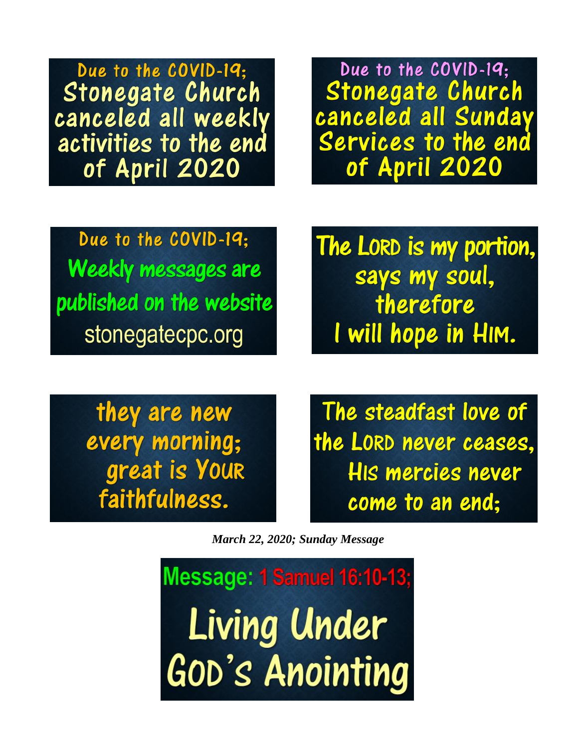Due to the COVID-19;
Stonegate Church canceled all weekly activities to the end of April 2020

Due to the COVID-19;
Stonegate Church canceled all Sunday Services to the end of April 2020

Due to the COVID-19;
Weekly messages are published on the website
stonegatecpc.org

The LORD is my portion, says my soul, therefore I will hope in HIM.

they are new every morning; great is YOUR faithfulness.

The steadfast love of the LORD never ceases, HIS mercies never come to an end;

***March 22, 2020; Sunday Message***

Message: 1 Samuel 16:10-13;

# Living Under GOD's Anointing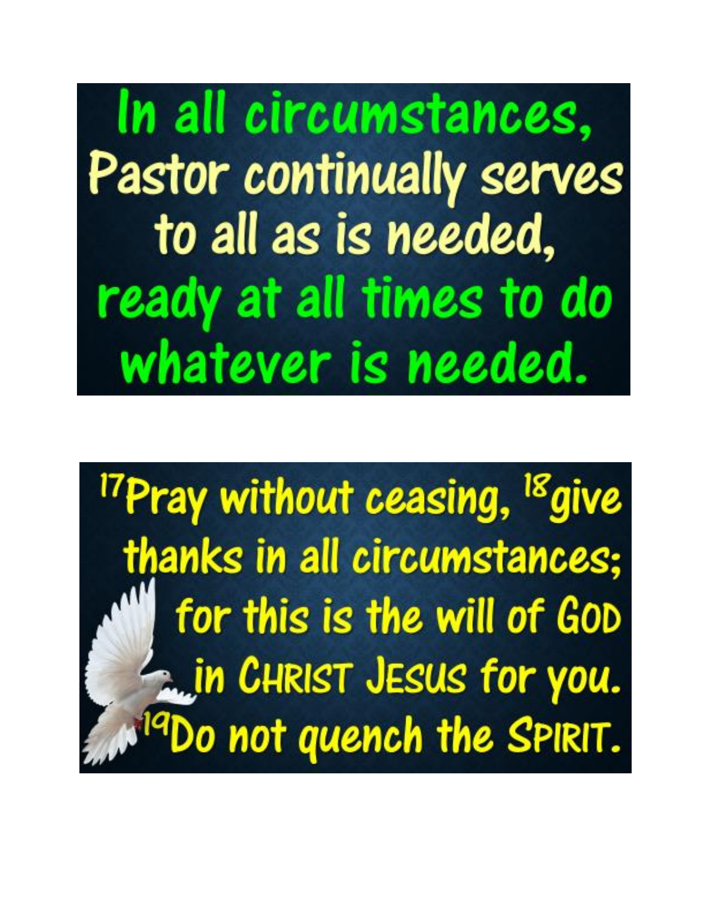In all circumstances, Pastor continually serves to all as is needed, ready at all times to do whatever is needed.

[17] Pray without ceasing, [18] give thanks in all circumstances; for this is the will of GOD in CHRIST JESUS for you. [19] Do not quench the SPIRIT.